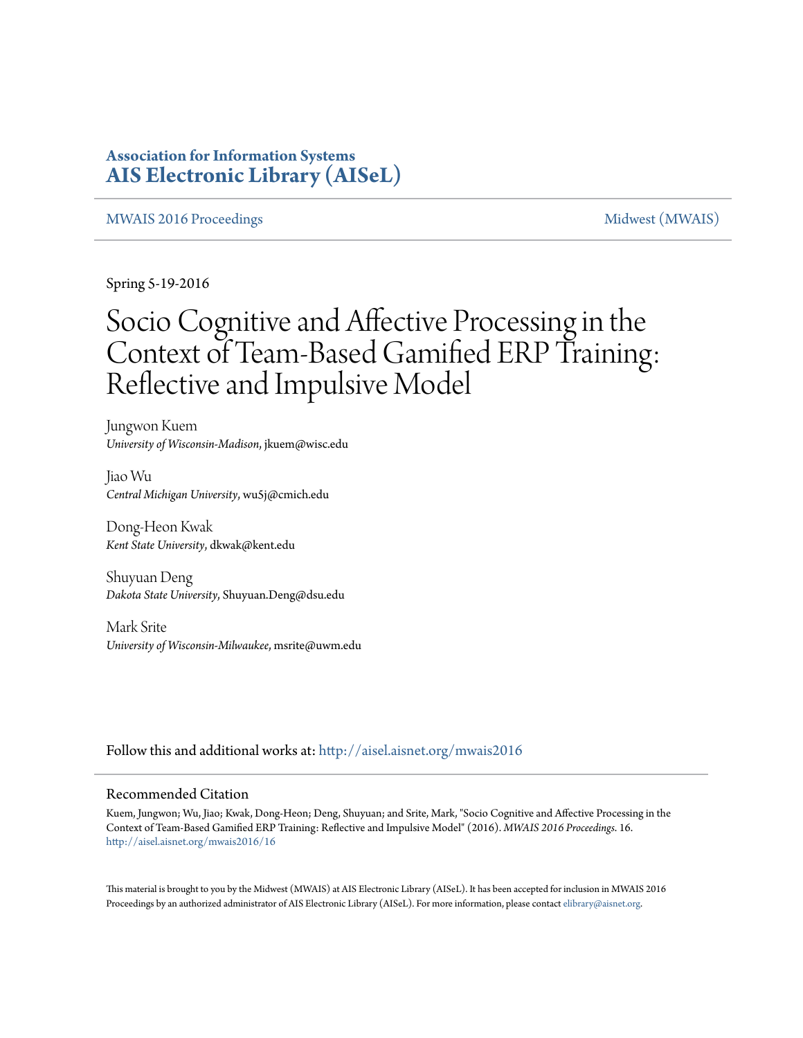# Association for Information Systems
# AIS Electronic Library (AISeL)

MWAIS 2016 Proceedings | Midwest (MWAIS)

Spring 5-19-2016

# Socio Cognitive and Affective Processing in the Context of Team-Based Gamified ERP Training: Reflective and Impulsive Model

Jungwon Kuem
*University of Wisconsin-Madison*, jkuem@wisc.edu

Jiao Wu
*Central Michigan University*, wu5j@cmich.edu

Dong-Heon Kwak
*Kent State University*, dkwak@kent.edu

Shuyuan Deng
*Dakota State University*, Shuyuan.Deng@dsu.edu

Mark Srite
*University of Wisconsin-Milwaukee*, msrite@uwm.edu

Follow this and additional works at: http://aisel.aisnet.org/mwais2016

## Recommended Citation

Kuem, Jungwon; Wu, Jiao; Kwak, Dong-Heon; Deng, Shuyuan; and Srite, Mark, "Socio Cognitive and Affective Processing in the Context of Team-Based Gamified ERP Training: Reflective and Impulsive Model" (2016). *MWAIS 2016 Proceedings*. 16.
http://aisel.aisnet.org/mwais2016/16

This material is brought to you by the Midwest (MWAIS) at AIS Electronic Library (AISeL). It has been accepted for inclusion in MWAIS 2016 Proceedings by an authorized administrator of AIS Electronic Library (AISeL). For more information, please contact elibrary@aisnet.org.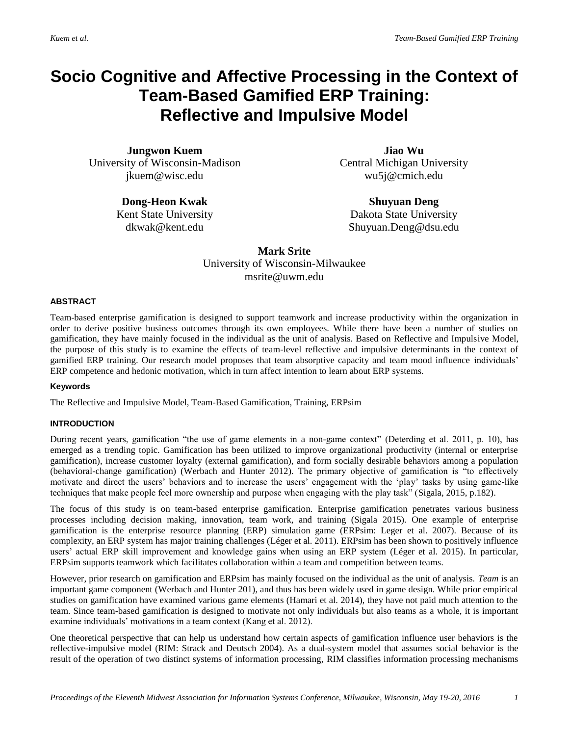# Socio Cognitive and Affective Processing in the Context of Team-Based Gamified ERP Training: Reflective and Impulsive Model

**Jungwon Kuem**
University of Wisconsin-Madison
jkuem@wisc.edu

**Jiao Wu**
Central Michigan University
wu5j@cmich.edu

**Dong-Heon Kwak**
Kent State University
dkwak@kent.edu

**Shuyuan Deng**
Dakota State University
Shuyuan.Deng@dsu.edu

**Mark Srite**
University of Wisconsin-Milwaukee
msrite@uwm.edu

## ABSTRACT

Team-based enterprise gamification is designed to support teamwork and increase productivity within the organization in order to derive positive business outcomes through its own employees. While there have been a number of studies on gamification, they have mainly focused in the individual as the unit of analysis. Based on Reflective and Impulsive Model, the purpose of this study is to examine the effects of team-level reflective and impulsive determinants in the context of gamified ERP training. Our research model proposes that team absorptive capacity and team mood influence individuals' ERP competence and hedonic motivation, which in turn affect intention to learn about ERP systems.

### Keywords

The Reflective and Impulsive Model, Team-Based Gamification, Training, ERPsim

## INTRODUCTION

During recent years, gamification "the use of game elements in a non-game context" (Deterding et al. 2011, p. 10), has emerged as a trending topic. Gamification has been utilized to improve organizational productivity (internal or enterprise gamification), increase customer loyalty (external gamification), and form socially desirable behaviors among a population (behavioral-change gamification) (Werbach and Hunter 2012). The primary objective of gamification is "to effectively motivate and direct the users' behaviors and to increase the users' engagement with the 'play' tasks by using game-like techniques that make people feel more ownership and purpose when engaging with the play task" (Sigala, 2015, p.182).

The focus of this study is on team-based enterprise gamification. Enterprise gamification penetrates various business processes including decision making, innovation, team work, and training (Sigala 2015). One example of enterprise gamification is the enterprise resource planning (ERP) simulation game (ERPsim: Leger et al. 2007). Because of its complexity, an ERP system has major training challenges (Léger et al. 2011). ERPsim has been shown to positively influence users' actual ERP skill improvement and knowledge gains when using an ERP system (Léger et al. 2015). In particular, ERPsim supports teamwork which facilitates collaboration within a team and competition between teams.

However, prior research on gamification and ERPsim has mainly focused on the individual as the unit of analysis. *Team* is an important game component (Werbach and Hunter 201), and thus has been widely used in game design. While prior empirical studies on gamification have examined various game elements (Hamari et al. 2014), they have not paid much attention to the team. Since team-based gamification is designed to motivate not only individuals but also teams as a whole, it is important examine individuals' motivations in a team context (Kang et al. 2012).

One theoretical perspective that can help us understand how certain aspects of gamification influence user behaviors is the reflective-impulsive model (RIM: Strack and Deutsch 2004). As a dual-system model that assumes social behavior is the result of the operation of two distinct systems of information processing, RIM classifies information processing mechanisms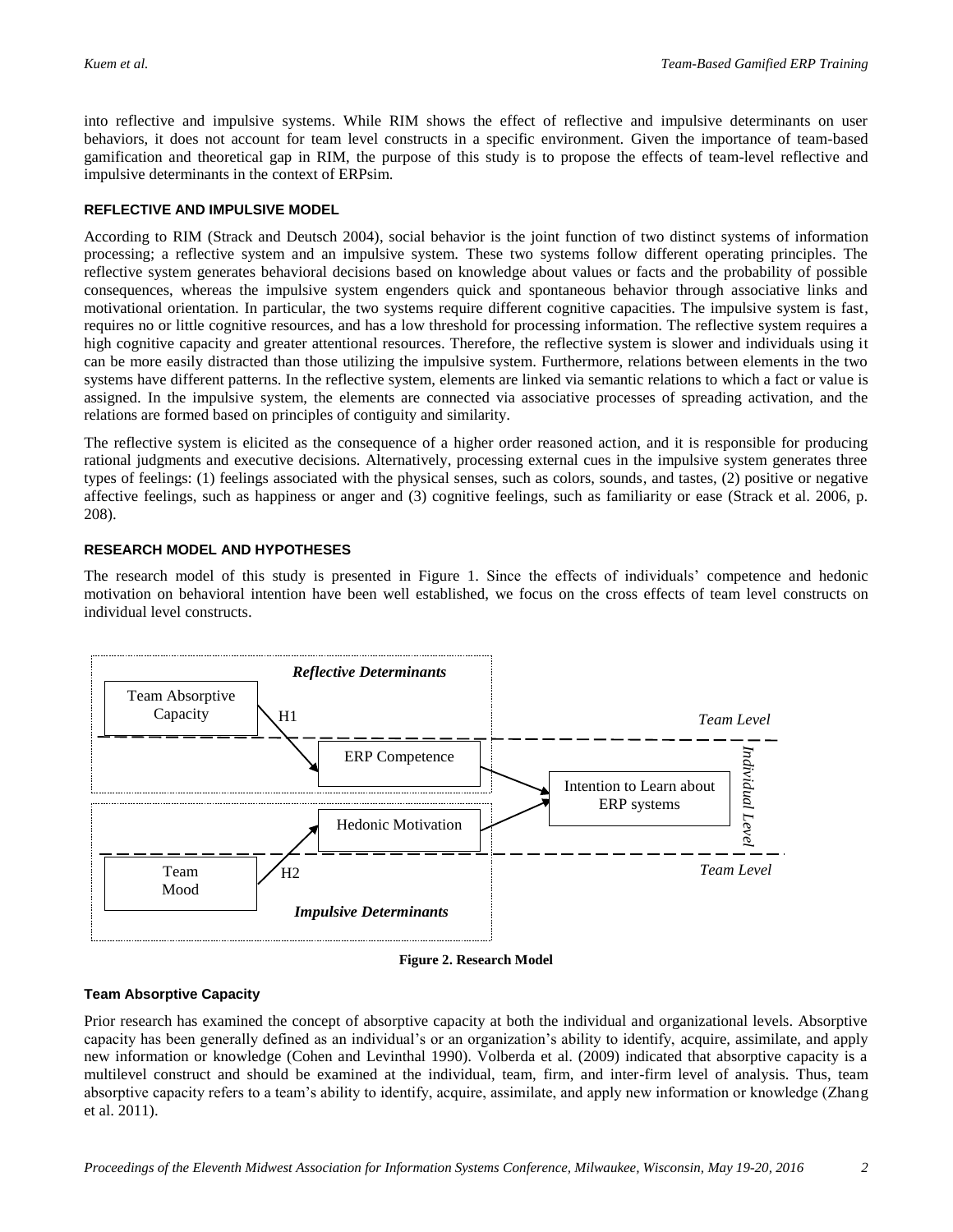into reflective and impulsive systems. While RIM shows the effect of reflective and impulsive determinants on user behaviors, it does not account for team level constructs in a specific environment. Given the importance of team-based gamification and theoretical gap in RIM, the purpose of this study is to propose the effects of team-level reflective and impulsive determinants in the context of ERPsim.

## REFLECTIVE AND IMPULSIVE MODEL

According to RIM (Strack and Deutsch 2004), social behavior is the joint function of two distinct systems of information processing; a reflective system and an impulsive system. These two systems follow different operating principles. The reflective system generates behavioral decisions based on knowledge about values or facts and the probability of possible consequences, whereas the impulsive system engenders quick and spontaneous behavior through associative links and motivational orientation. In particular, the two systems require different cognitive capacities. The impulsive system is fast, requires no or little cognitive resources, and has a low threshold for processing information. The reflective system requires a high cognitive capacity and greater attentional resources. Therefore, the reflective system is slower and individuals using it can be more easily distracted than those utilizing the impulsive system. Furthermore, relations between elements in the two systems have different patterns. In the reflective system, elements are linked via semantic relations to which a fact or value is assigned. In the impulsive system, the elements are connected via associative processes of spreading activation, and the relations are formed based on principles of contiguity and similarity.

The reflective system is elicited as the consequence of a higher order reasoned action, and it is responsible for producing rational judgments and executive decisions. Alternatively, processing external cues in the impulsive system generates three types of feelings: (1) feelings associated with the physical senses, such as colors, sounds, and tastes, (2) positive or negative affective feelings, such as happiness or anger and (3) cognitive feelings, such as familiarity or ease (Strack et al. 2006, p. 208).

## RESEARCH MODEL AND HYPOTHESES

The research model of this study is presented in Figure 1. Since the effects of individuals' competence and hedonic motivation on behavioral intention have been well established, we focus on the cross effects of team level constructs on individual level constructs.

*Reflective Determinants*: Team Absorptive Capacity (Team Level) —H1→ ERP Competence (Individual Level) → Intention to Learn about ERP systems

*Impulsive Determinants*: Team Mood (Team Level) —H2→ Hedonic Motivation (Individual Level) → Intention to Learn about ERP systems

**Figure 2. Research Model**

### Team Absorptive Capacity

Prior research has examined the concept of absorptive capacity at both the individual and organizational levels. Absorptive capacity has been generally defined as an individual's or an organization's ability to identify, acquire, assimilate, and apply new information or knowledge (Cohen and Levinthal 1990). Volberda et al. (2009) indicated that absorptive capacity is a multilevel construct and should be examined at the individual, team, firm, and inter-firm level of analysis. Thus, team absorptive capacity refers to a team's ability to identify, acquire, assimilate, and apply new information or knowledge (Zhang et al. 2011).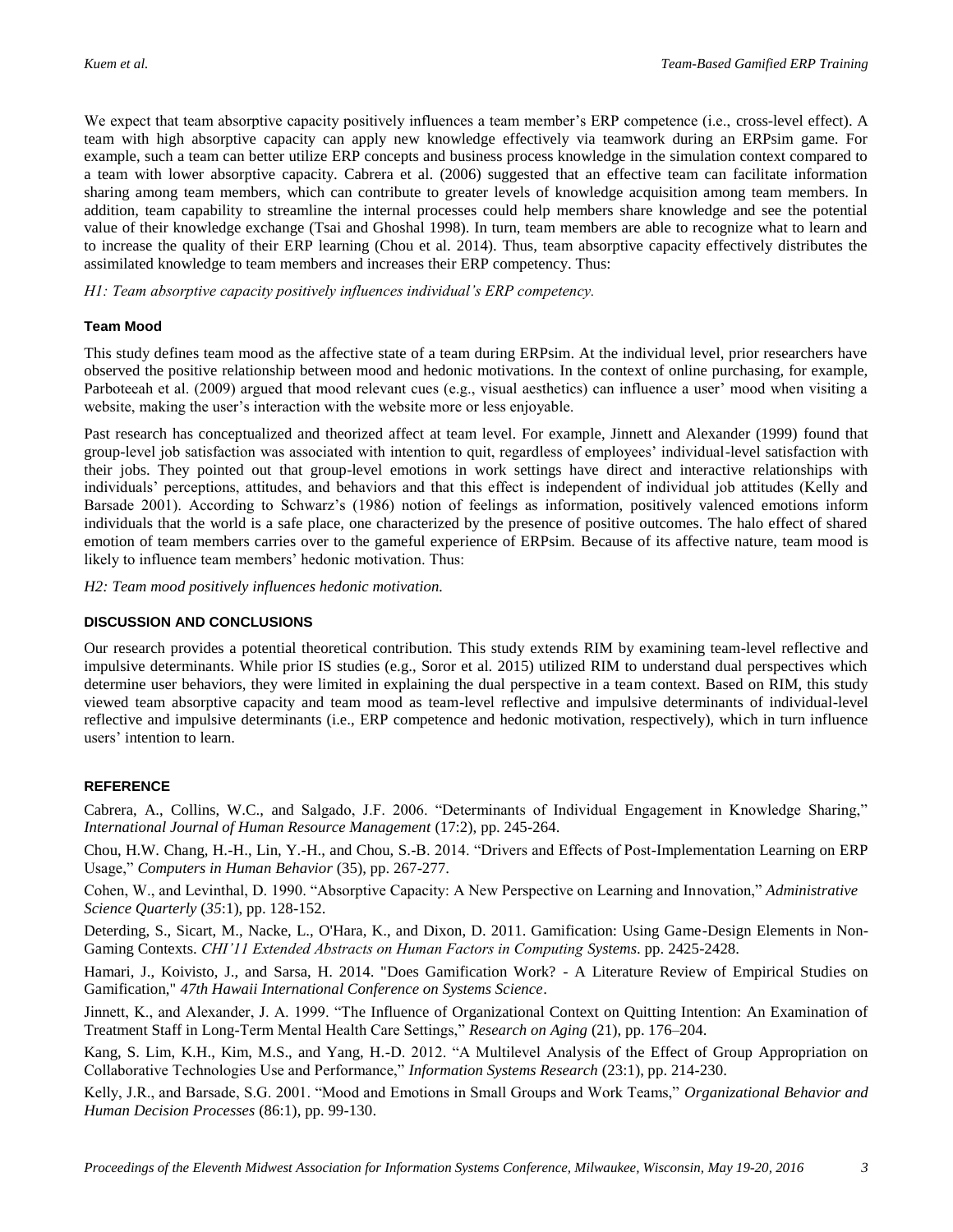We expect that team absorptive capacity positively influences a team member's ERP competence (i.e., cross-level effect). A team with high absorptive capacity can apply new knowledge effectively via teamwork during an ERPsim game. For example, such a team can better utilize ERP concepts and business process knowledge in the simulation context compared to a team with lower absorptive capacity. Cabrera et al. (2006) suggested that an effective team can facilitate information sharing among team members, which can contribute to greater levels of knowledge acquisition among team members. In addition, team capability to streamline the internal processes could help members share knowledge and see the potential value of their knowledge exchange (Tsai and Ghoshal 1998). In turn, team members are able to recognize what to learn and to increase the quality of their ERP learning (Chou et al. 2014). Thus, team absorptive capacity effectively distributes the assimilated knowledge to team members and increases their ERP competency. Thus:

*H1: Team absorptive capacity positively influences individual's ERP competency.*

### Team Mood

This study defines team mood as the affective state of a team during ERPsim. At the individual level, prior researchers have observed the positive relationship between mood and hedonic motivations. In the context of online purchasing, for example, Parboteeah et al. (2009) argued that mood relevant cues (e.g., visual aesthetics) can influence a user' mood when visiting a website, making the user's interaction with the website more or less enjoyable.

Past research has conceptualized and theorized affect at team level. For example, Jinnett and Alexander (1999) found that group-level job satisfaction was associated with intention to quit, regardless of employees' individual-level satisfaction with their jobs. They pointed out that group-level emotions in work settings have direct and interactive relationships with individuals' perceptions, attitudes, and behaviors and that this effect is independent of individual job attitudes (Kelly and Barsade 2001). According to Schwarz's (1986) notion of feelings as information, positively valenced emotions inform individuals that the world is a safe place, one characterized by the presence of positive outcomes. The halo effect of shared emotion of team members carries over to the gameful experience of ERPsim. Because of its affective nature, team mood is likely to influence team members' hedonic motivation. Thus:

*H2: Team mood positively influences hedonic motivation.*

## DISCUSSION AND CONCLUSIONS

Our research provides a potential theoretical contribution. This study extends RIM by examining team-level reflective and impulsive determinants. While prior IS studies (e.g., Soror et al. 2015) utilized RIM to understand dual perspectives which determine user behaviors, they were limited in explaining the dual perspective in a team context. Based on RIM, this study viewed team absorptive capacity and team mood as team-level reflective and impulsive determinants of individual-level reflective and impulsive determinants (i.e., ERP competence and hedonic motivation, respectively), which in turn influence users' intention to learn.

## REFERENCE

Cabrera, A., Collins, W.C., and Salgado, J.F. 2006. "Determinants of Individual Engagement in Knowledge Sharing," *International Journal of Human Resource Management* (17:2), pp. 245-264.

Chou, H.W. Chang, H.-H., Lin, Y.-H., and Chou, S.-B. 2014. "Drivers and Effects of Post-Implementation Learning on ERP Usage," *Computers in Human Behavior* (35), pp. 267-277.

Cohen, W., and Levinthal, D. 1990. "Absorptive Capacity: A New Perspective on Learning and Innovation," *Administrative Science Quarterly* (*35*:1), pp. 128-152.

Deterding, S., Sicart, M., Nacke, L., O'Hara, K., and Dixon, D. 2011. Gamification: Using Game-Design Elements in Non-Gaming Contexts. *CHI'11 Extended Abstracts on Human Factors in Computing Systems*. pp. 2425-2428.

Hamari, J., Koivisto, J., and Sarsa, H. 2014. "Does Gamification Work? - A Literature Review of Empirical Studies on Gamification," *47th Hawaii International Conference on Systems Science*.

Jinnett, K., and Alexander, J. A. 1999. "The Influence of Organizational Context on Quitting Intention: An Examination of Treatment Staff in Long-Term Mental Health Care Settings," *Research on Aging* (21), pp. 176–204.

Kang, S. Lim, K.H., Kim, M.S., and Yang, H.-D. 2012. "A Multilevel Analysis of the Effect of Group Appropriation on Collaborative Technologies Use and Performance," *Information Systems Research* (23:1), pp. 214-230.

Kelly, J.R., and Barsade, S.G. 2001. "Mood and Emotions in Small Groups and Work Teams," *Organizational Behavior and Human Decision Processes* (86:1), pp. 99-130.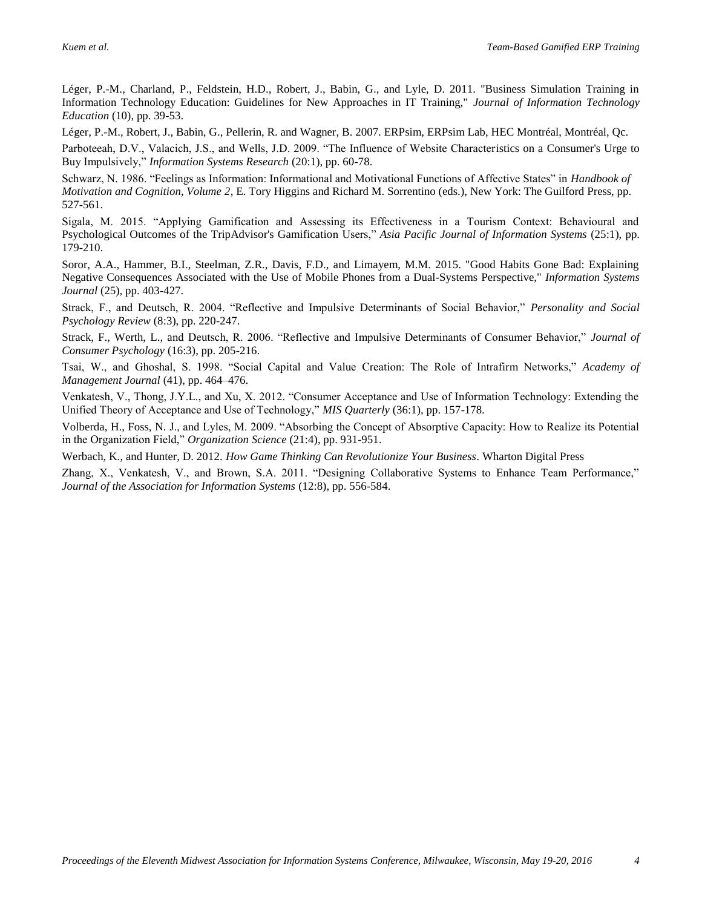Léger, P.-M., Charland, P., Feldstein, H.D., Robert, J., Babin, G., and Lyle, D. 2011. "Business Simulation Training in Information Technology Education: Guidelines for New Approaches in IT Training," *Journal of Information Technology Education* (10), pp. 39-53.

Léger, P.-M., Robert, J., Babin, G., Pellerin, R. and Wagner, B. 2007. ERPsim, ERPsim Lab, HEC Montréal, Montréal, Qc.

Parboteeah, D.V., Valacich, J.S., and Wells, J.D. 2009. "The Influence of Website Characteristics on a Consumer's Urge to Buy Impulsively," *Information Systems Research* (20:1), pp. 60-78.

Schwarz, N. 1986. "Feelings as Information: Informational and Motivational Functions of Affective States" in *Handbook of Motivation and Cognition, Volume 2*, E. Tory Higgins and Richard M. Sorrentino (eds.), New York: The Guilford Press, pp. 527-561.

Sigala, M. 2015. "Applying Gamification and Assessing its Effectiveness in a Tourism Context: Behavioural and Psychological Outcomes of the TripAdvisor's Gamification Users," *Asia Pacific Journal of Information Systems* (25:1), pp. 179-210.

Soror, A.A., Hammer, B.I., Steelman, Z.R., Davis, F.D., and Limayem, M.M. 2015. "Good Habits Gone Bad: Explaining Negative Consequences Associated with the Use of Mobile Phones from a Dual-Systems Perspective," *Information Systems Journal* (25), pp. 403-427.

Strack, F., and Deutsch, R. 2004. "Reflective and Impulsive Determinants of Social Behavior," *Personality and Social Psychology Review* (8:3), pp. 220-247.

Strack, F., Werth, L., and Deutsch, R. 2006. "Reflective and Impulsive Determinants of Consumer Behavior," *Journal of Consumer Psychology* (16:3), pp. 205-216.

Tsai, W., and Ghoshal, S. 1998. "Social Capital and Value Creation: The Role of Intrafirm Networks," *Academy of Management Journal* (41), pp. 464–476.

Venkatesh, V., Thong, J.Y.L., and Xu, X. 2012. "Consumer Acceptance and Use of Information Technology: Extending the Unified Theory of Acceptance and Use of Technology," *MIS Quarterly* (36:1), pp. 157-178.

Volberda, H., Foss, N. J., and Lyles, M. 2009. "Absorbing the Concept of Absorptive Capacity: How to Realize its Potential in the Organization Field," *Organization Science* (21:4), pp. 931-951.

Werbach, K., and Hunter, D. 2012. *How Game Thinking Can Revolutionize Your Business*. Wharton Digital Press

Zhang, X., Venkatesh, V., and Brown, S.A. 2011. "Designing Collaborative Systems to Enhance Team Performance," *Journal of the Association for Information Systems* (12:8), pp. 556-584.